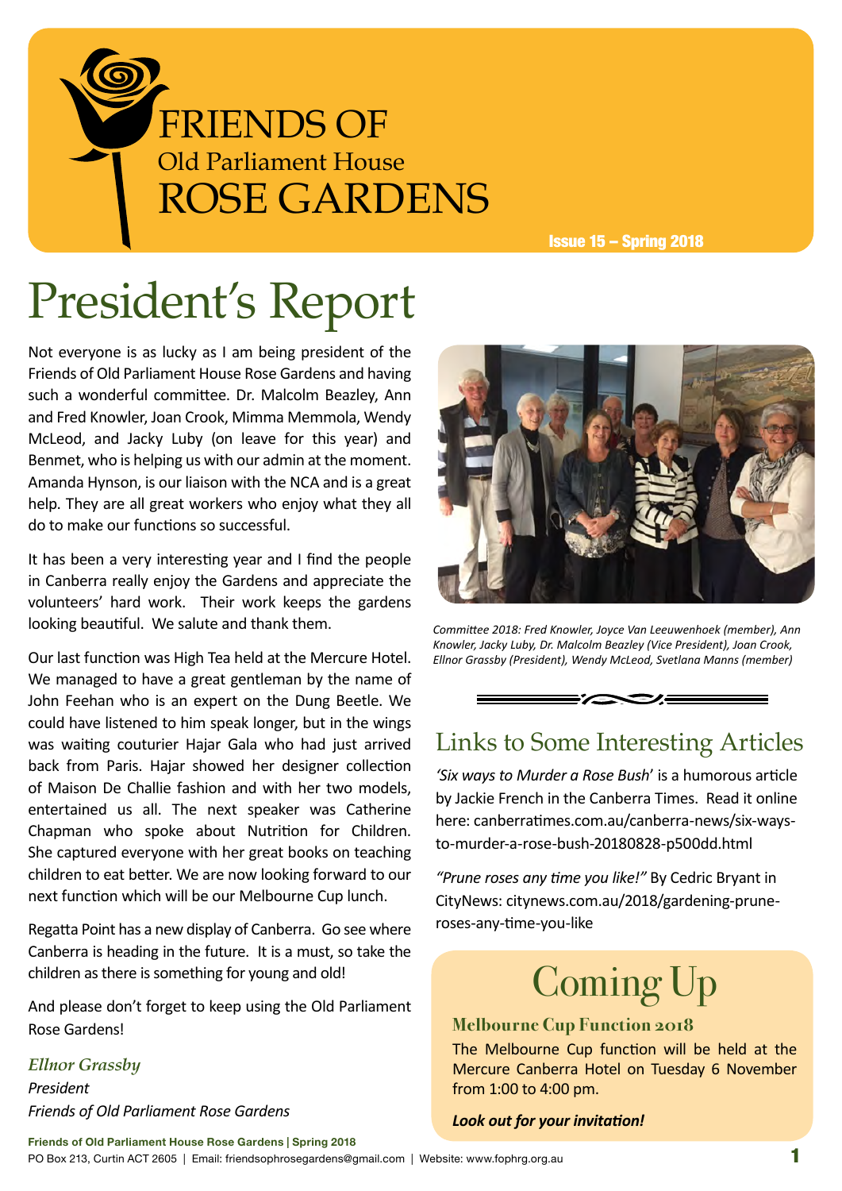# FRIENDS OF Old Parliament House ROSE GARDENS

Issue 15 – Spring 2018

# President's Report

Not everyone is as lucky as I am being president of the Friends of Old Parliament House Rose Gardens and having such a wonderful committee. Dr. Malcolm Beazley, Ann and Fred Knowler, Joan Crook, Mimma Memmola, Wendy McLeod, and Jacky Luby (on leave for this year) and Benmet, who is helping us with our admin at the moment. Amanda Hynson, is our liaison with the NCA and is a great help. They are all great workers who enjoy what they all do to make our functions so successful.

It has been a very interesting year and I find the people in Canberra really enjoy the Gardens and appreciate the volunteers' hard work. Their work keeps the gardens looking beautiful. We salute and thank them.

Our last function was High Tea held at the Mercure Hotel. We managed to have a great gentleman by the name of John Feehan who is an expert on the Dung Beetle. We could have listened to him speak longer, but in the wings was waiting couturier Hajar Gala who had just arrived back from Paris. Hajar showed her designer collection of Maison De Challie fashion and with her two models, entertained us all. The next speaker was Catherine Chapman who spoke about Nutrition for Children. She captured everyone with her great books on teaching children to eat better. We are now looking forward to our next function which will be our Melbourne Cup lunch.

Regatta Point has a new display of Canberra. Go see where Canberra is heading in the future. It is a must, so take the children as there is something for young and old!

And please don't forget to keep using the Old Parliament Rose Gardens!

*Ellnor Grassby*
*President*
*Friends of Old Parliament Rose Gardens*

*Committee 2018: Fred Knowler, Joyce Van Leeuwenhoek (member), Ann Knowler, Jacky Luby, Dr. Malcolm Beazley (Vice President), Joan Crook, Ellnor Grassby (President), Wendy McLeod, Svetlana Manns (member)*

## Links to Some Interesting Articles

*'Six ways to Murder a Rose Bush'* is a humorous article by Jackie French in the Canberra Times. Read it online here: canberratimes.com.au/canberra-news/six-ways-to-murder-a-rose-bush-20180828-p500dd.html

*"Prune roses any time you like!"* By Cedric Bryant in CityNews: citynews.com.au/2018/gardening-prune-roses-any-time-you-like

## Coming Up

### Melbourne Cup Function 2018

The Melbourne Cup function will be held at the Mercure Canberra Hotel on Tuesday 6 November from 1:00 to 4:00 pm.

***Look out for your invitation!***

**Friends of Old Parliament House Rose Gardens | Spring 2018**
PO Box 213, Curtin ACT 2605 | Email: friendsophrosegardens@gmail.com | Website: www.fophrg.org.au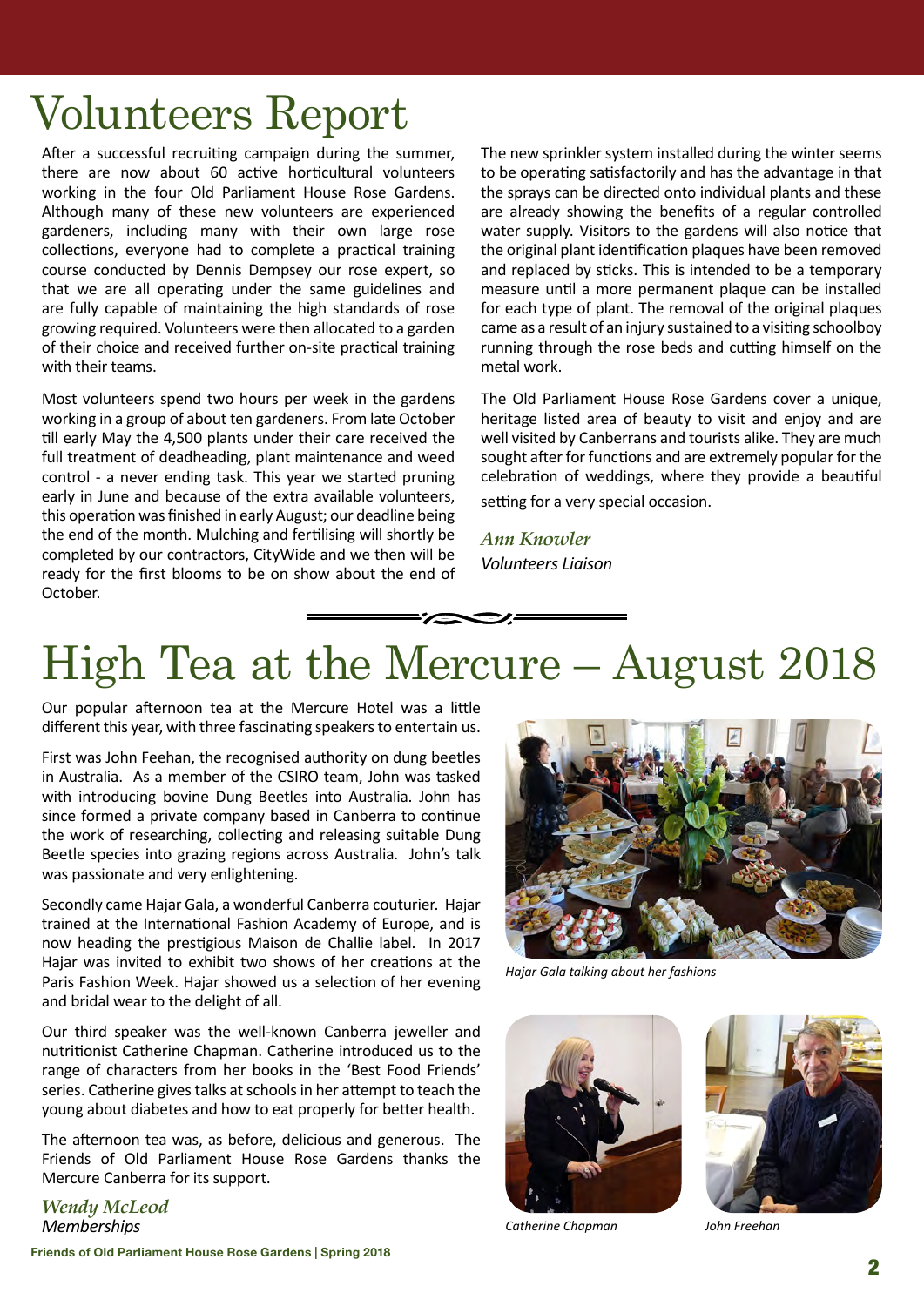# Volunteers Report

After a successful recruiting campaign during the summer, there are now about 60 active horticultural volunteers working in the four Old Parliament House Rose Gardens. Although many of these new volunteers are experienced gardeners, including many with their own large rose collections, everyone had to complete a practical training course conducted by Dennis Dempsey our rose expert, so that we are all operating under the same guidelines and are fully capable of maintaining the high standards of rose growing required. Volunteers were then allocated to a garden of their choice and received further on-site practical training with their teams.

Most volunteers spend two hours per week in the gardens working in a group of about ten gardeners. From late October till early May the 4,500 plants under their care received the full treatment of deadheading, plant maintenance and weed control - a never ending task. This year we started pruning early in June and because of the extra available volunteers, this operation was finished in early August; our deadline being the end of the month. Mulching and fertilising will shortly be completed by our contractors, CityWide and we then will be ready for the first blooms to be on show about the end of October.

The new sprinkler system installed during the winter seems to be operating satisfactorily and has the advantage in that the sprays can be directed onto individual plants and these are already showing the benefits of a regular controlled water supply. Visitors to the gardens will also notice that the original plant identification plaques have been removed and replaced by sticks. This is intended to be a temporary measure until a more permanent plaque can be installed for each type of plant. The removal of the original plaques came as a result of an injury sustained to a visiting schoolboy running through the rose beds and cutting himself on the metal work.

The Old Parliament House Rose Gardens cover a unique, heritage listed area of beauty to visit and enjoy and are well visited by Canberrans and tourists alike. They are much sought after for functions and are extremely popular for the celebration of weddings, where they provide a beautiful setting for a very special occasion.

*Ann Knowler*
*Volunteers Liaison*

# High Tea at the Mercure – August 2018

Our popular afternoon tea at the Mercure Hotel was a little different this year, with three fascinating speakers to entertain us.

First was John Feehan, the recognised authority on dung beetles in Australia. As a member of the CSIRO team, John was tasked with introducing bovine Dung Beetles into Australia. John has since formed a private company based in Canberra to continue the work of researching, collecting and releasing suitable Dung Beetle species into grazing regions across Australia. John's talk was passionate and very enlightening.

Secondly came Hajar Gala, a wonderful Canberra couturier. Hajar trained at the International Fashion Academy of Europe, and is now heading the prestigious Maison de Challie label. In 2017 Hajar was invited to exhibit two shows of her creations at the Paris Fashion Week. Hajar showed us a selection of her evening and bridal wear to the delight of all.

Our third speaker was the well-known Canberra jeweller and nutritionist Catherine Chapman. Catherine introduced us to the range of characters from her books in the 'Best Food Friends' series. Catherine gives talks at schools in her attempt to teach the young about diabetes and how to eat properly for better health.

The afternoon tea was, as before, delicious and generous. The Friends of Old Parliament House Rose Gardens thanks the Mercure Canberra for its support.

*Wendy McLeod*
*Memberships*

*Hajar Gala talking about her fashions*

*Catherine Chapman*

*John Freehan*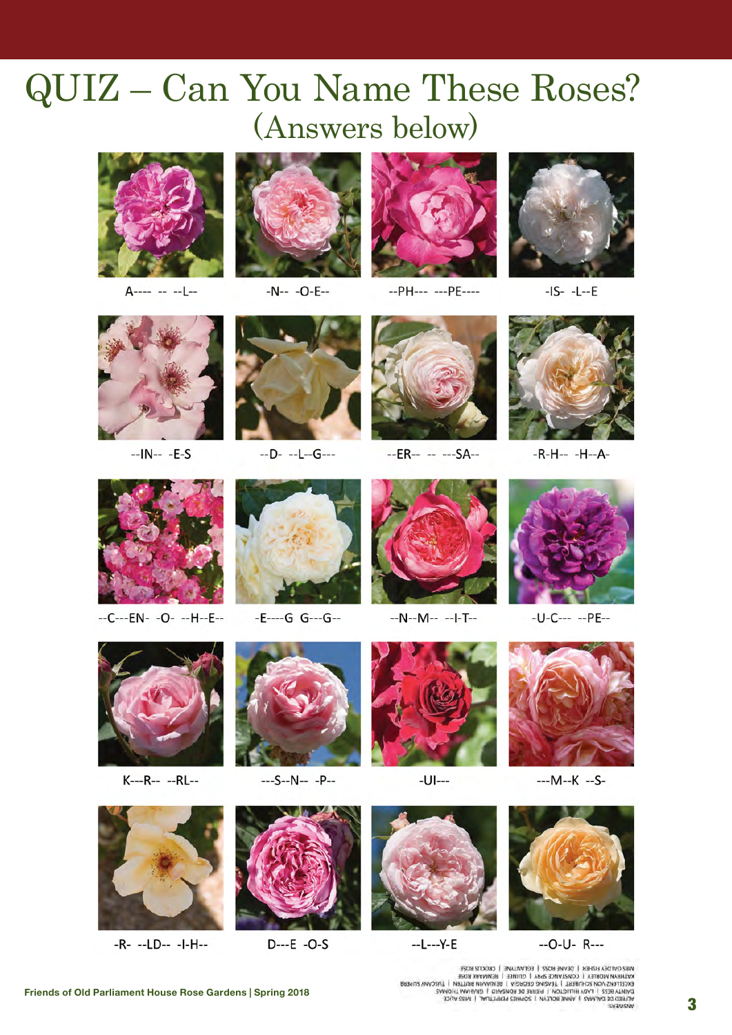# QUIZ – Can You Name These Roses?

## (Answers below)

A---- -- --L--

-N-- -O-E--

--PH--- ---PE----

-IS- -L--E

--IN-- -E-S

--D- --L--G---

--ER-- -- ---SA--

-R-H-- -H--A-

--C---EN- -O- --H--E--

-E----G G---G--

--N--M-- --I-T--

-U-C--- --PE--

K---R-- --RL--

---S--N-- -P--

-UI---

---M--K --S-

-R- --LD-- -I-H--

D---E -O-S

--L---Y-E

--O-U- R---

ANSWERS:
ALFRED DE DALMAS | ANNE BOLEYN | SOPHIES PERPETUAL | MISS ALICE
DAINTY BESS | LADY HILLINGTON | PIERRE DE RONSARD | GRAHAM THOMAS
EXCELLENZ VON SCHUBERT | TEASING GEORGIA | BENJAMIN BRITTEN | TUSCANY SUPERB
KATHRYN MORLEY | CONSTANCE SPRY | GUINEE | REMARK ROSE
MRS OAKLEY FISHER | DEANE ROSS | EGLANTINE | CROCUS ROSE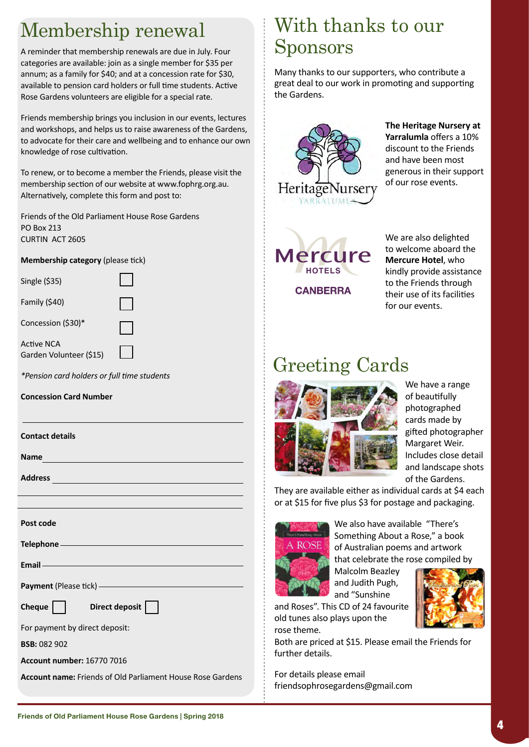# Membership renewal

A reminder that membership renewals are due in July. Four categories are available: join as a single member for $35 per annum; as a family for $40; and at a concession rate for $30, available to pension card holders or full time students. Active Rose Gardens volunteers are eligible for a special rate.

Friends membership brings you inclusion in our events, lectures and workshops, and helps us to raise awareness of the Gardens, to advocate for their care and wellbeing and to enhance our own knowledge of rose cultivation.

To renew, or to become a member the Friends, please visit the membership section of our website at www.fophrg.org.au. Alternatively, complete this form and post to:

Friends of the Old Parliament House Rose Gardens
PO Box 213
CURTIN ACT 2605

**Membership category** (please tick)

Single ($35) ☐

Family ($40) ☐

Concession ($30)* ☐

Active NCA Garden Volunteer ($15) ☐

*Pension card holders or full time students*

**Concession Card Number**

______________________________

**Contact details**

**Name** ______________________________

**Address** ______________________________

______________________________

______________________________

**Post code**

**Telephone** ______________________________

**Email** ______________________________

**Payment** (Please tick) ______________________________

**Cheque** ☐ **Direct deposit** ☐

For payment by direct deposit:

**BSB:** 082 902

**Account number:** 16770 7016

**Account name:** Friends of Old Parliament House Rose Gardens

# With thanks to our Sponsors

Many thanks to our supporters, who contribute a great deal to our work in promoting and supporting the Gardens.

**The Heritage Nursery at Yarralumla** offers a 10% discount to the Friends and have been most generous in their support of our rose events.

We are also delighted to welcome aboard the **Mercure Hotel**, who kindly provide assistance to the Friends through their use of its facilities for our events.

# Greeting Cards

We have a range of beautifully photographed cards made by gifted photographer Margaret Weir. Includes close detail and landscape shots of the Gardens. They are available either as individual cards at $4 each or at $15 for five plus $3 for postage and packaging.

We also have available "There's Something About a Rose," a book of Australian poems and artwork that celebrate the rose compiled by Malcolm Beazley and Judith Pugh, and "Sunshine and Roses". This CD of 24 favourite old tunes also plays upon the rose theme.

Both are priced at $15. Please email the Friends for further details.

For details please email friendsophrosegardens@gmail.com